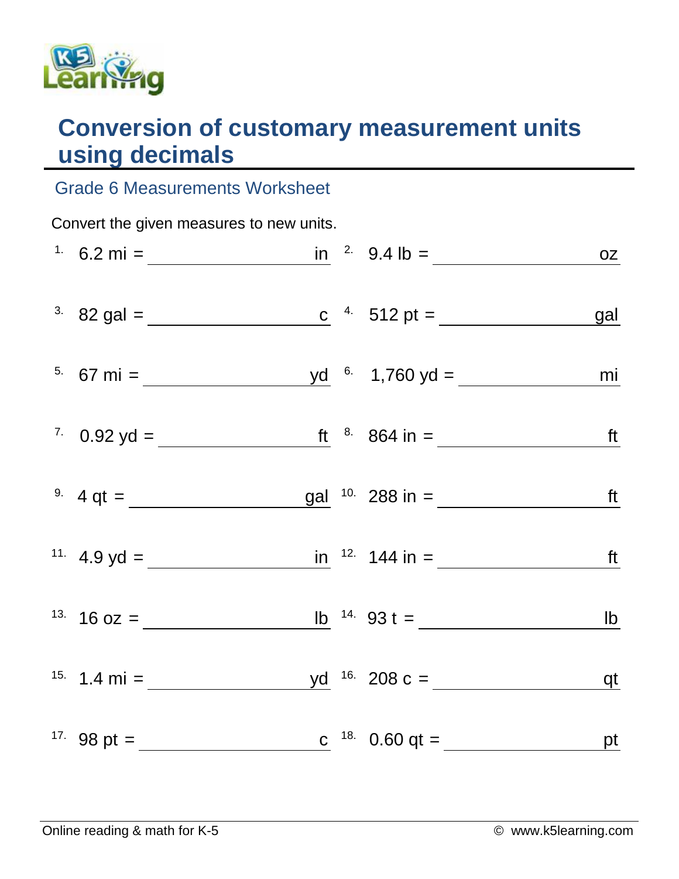# Conversion of customary measurement units using decimals

## Grade 6 Measurements Worksheet

Convert the given measures to new units.

1. 6.2 mi = ______________ in
2. 9.4 lb = ______________ oz
3. 82 gal = ______________ c
4. 512 pt = ______________ gal
5. 67 mi = ______________ yd
6. 1,760 yd = ______________ mi
7. 0.92 yd = ______________ ft
8. 864 in = ______________ ft
9. 4 qt = ______________ gal
10. 288 in = ______________ ft
11. 4.9 yd = ______________ in
12. 144 in = ______________ ft
13. 16 oz = ______________ lb
14. 93 t = ______________ lb
15. 1.4 mi = ______________ yd
16. 208 c = ______________ qt
17. 98 pt = ______________ c
18. 0.60 qt = ______________ pt

Online reading & math for K-5 © www.k5learning.com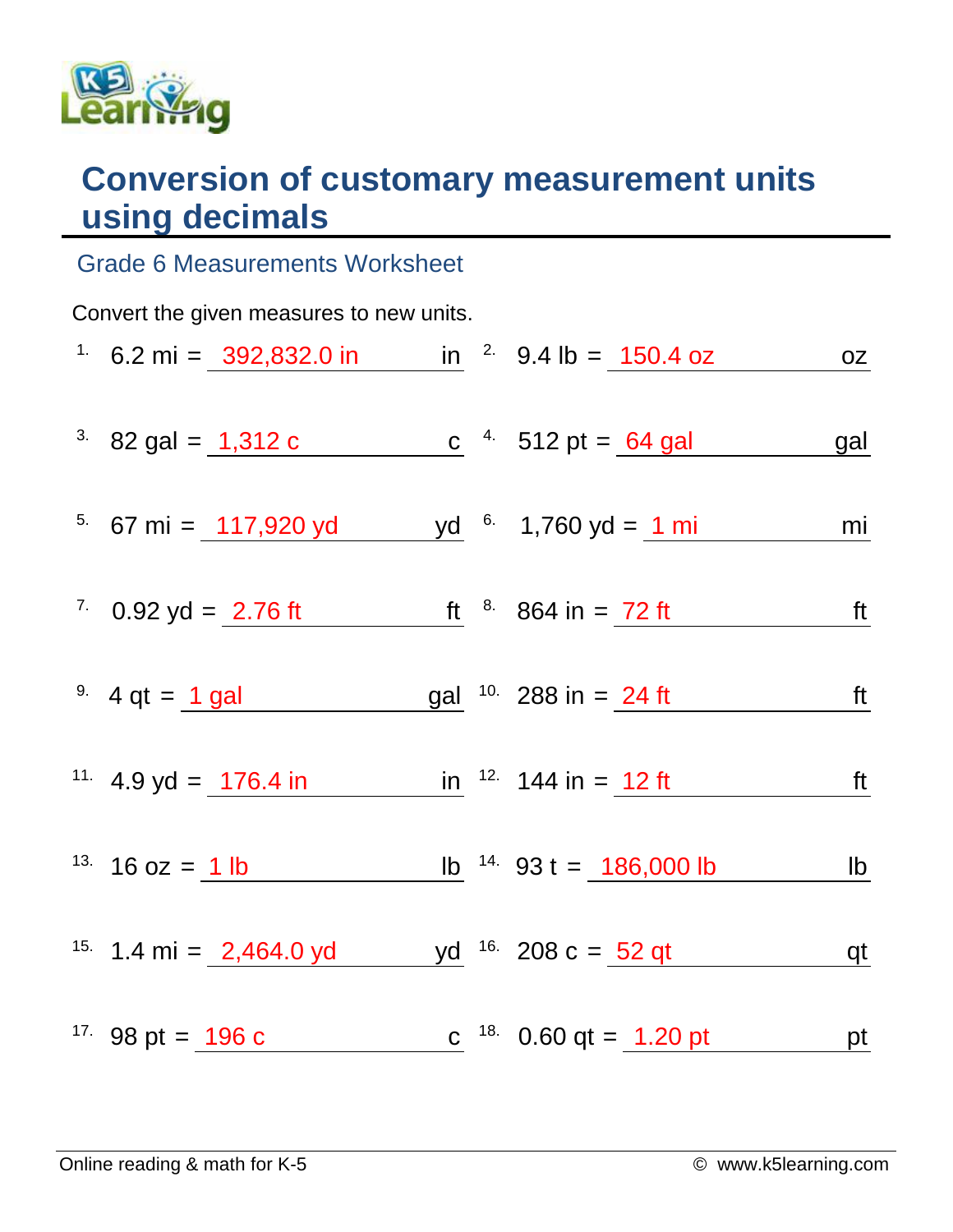# Conversion of customary measurement units using decimals

## Grade 6 Measurements Worksheet

Convert the given measures to new units.

1. 6.2 mi = 392,832.0 in in
2. 9.4 lb = 150.4 oz oz
3. 82 gal = 1,312 c c
4. 512 pt = 64 gal gal
5. 67 mi = 117,920 yd yd
6. 1,760 yd = 1 mi mi
7. 0.92 yd = 2.76 ft ft
8. 864 in = 72 ft ft
9. 4 qt = 1 gal gal
10. 288 in = 24 ft ft
11. 4.9 yd = 176.4 in in
12. 144 in = 12 ft ft
13. 16 oz = 1 lb lb
14. 93 t = 186,000 lb lb
15. 1.4 mi = 2,464.0 yd yd
16. 208 c = 52 qt qt
17. 98 pt = 196 c c
18. 0.60 qt = 1.20 pt pt